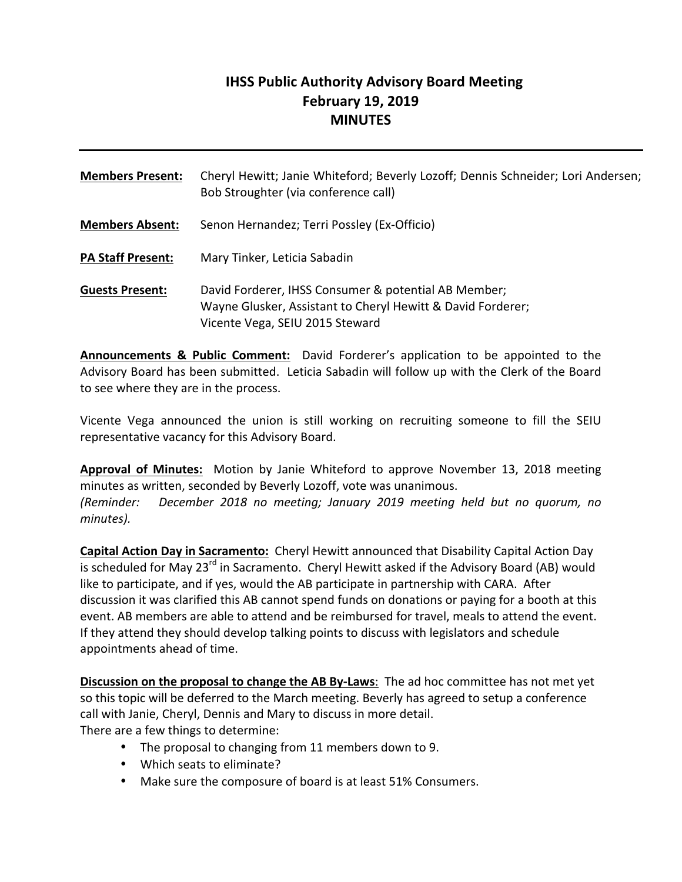# IHSS Public Authority Advisory Board Meeting
## February 19, 2019
## MINUTES

---

**Members Present:** Cheryl Hewitt; Janie Whiteford; Beverly Lozoff; Dennis Schneider; Lori Andersen; Bob Stroughter (via conference call)

**Members Absent:** Senon Hernandez; Terri Possley (Ex-Officio)

**PA Staff Present:** Mary Tinker, Leticia Sabadin

**Guests Present:** David Forderer, IHSS Consumer & potential AB Member; Wayne Glusker, Assistant to Cheryl Hewitt & David Forderer; Vicente Vega, SEIU 2015 Steward

**Announcements & Public Comment:** David Forderer's application to be appointed to the Advisory Board has been submitted. Leticia Sabadin will follow up with the Clerk of the Board to see where they are in the process.

Vicente Vega announced the union is still working on recruiting someone to fill the SEIU representative vacancy for this Advisory Board.

**Approval of Minutes:** Motion by Janie Whiteford to approve November 13, 2018 meeting minutes as written, seconded by Beverly Lozoff, vote was unanimous.
*(Reminder: December 2018 no meeting; January 2019 meeting held but no quorum, no minutes).*

**Capital Action Day in Sacramento:** Cheryl Hewitt announced that Disability Capital Action Day is scheduled for May 23rd in Sacramento. Cheryl Hewitt asked if the Advisory Board (AB) would like to participate, and if yes, would the AB participate in partnership with CARA. After discussion it was clarified this AB cannot spend funds on donations or paying for a booth at this event. AB members are able to attend and be reimbursed for travel, meals to attend the event. If they attend they should develop talking points to discuss with legislators and schedule appointments ahead of time.

**Discussion on the proposal to change the AB By-Laws**: The ad hoc committee has not met yet so this topic will be deferred to the March meeting. Beverly has agreed to setup a conference call with Janie, Cheryl, Dennis and Mary to discuss in more detail.
There are a few things to determine:

- The proposal to changing from 11 members down to 9.
- Which seats to eliminate?
- Make sure the composure of board is at least 51% Consumers.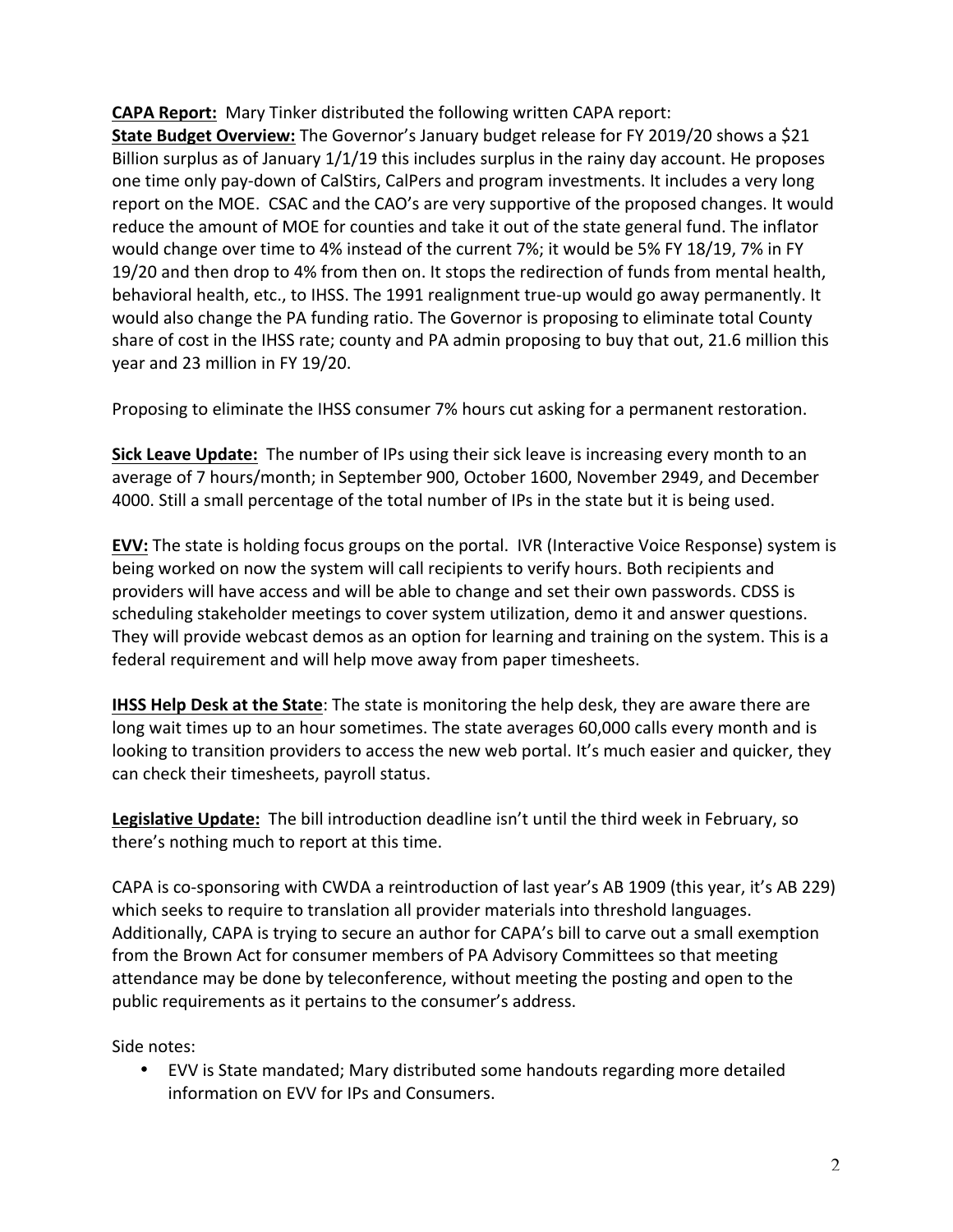**CAPA Report:** Mary Tinker distributed the following written CAPA report:
**State Budget Overview:** The Governor's January budget release for FY 2019/20 shows a $21 Billion surplus as of January 1/1/19 this includes surplus in the rainy day account. He proposes one time only pay-down of CalStirs, CalPers and program investments. It includes a very long report on the MOE. CSAC and the CAO's are very supportive of the proposed changes. It would reduce the amount of MOE for counties and take it out of the state general fund. The inflator would change over time to 4% instead of the current 7%; it would be 5% FY 18/19, 7% in FY 19/20 and then drop to 4% from then on. It stops the redirection of funds from mental health, behavioral health, etc., to IHSS. The 1991 realignment true-up would go away permanently. It would also change the PA funding ratio. The Governor is proposing to eliminate total County share of cost in the IHSS rate; county and PA admin proposing to buy that out, 21.6 million this year and 23 million in FY 19/20.

Proposing to eliminate the IHSS consumer 7% hours cut asking for a permanent restoration.

**Sick Leave Update:** The number of IPs using their sick leave is increasing every month to an average of 7 hours/month; in September 900, October 1600, November 2949, and December 4000. Still a small percentage of the total number of IPs in the state but it is being used.

**EVV:** The state is holding focus groups on the portal. IVR (Interactive Voice Response) system is being worked on now the system will call recipients to verify hours. Both recipients and providers will have access and will be able to change and set their own passwords. CDSS is scheduling stakeholder meetings to cover system utilization, demo it and answer questions. They will provide webcast demos as an option for learning and training on the system. This is a federal requirement and will help move away from paper timesheets.

**IHSS Help Desk at the State**: The state is monitoring the help desk, they are aware there are long wait times up to an hour sometimes. The state averages 60,000 calls every month and is looking to transition providers to access the new web portal. It's much easier and quicker, they can check their timesheets, payroll status.

**Legislative Update:** The bill introduction deadline isn't until the third week in February, so there's nothing much to report at this time.

CAPA is co-sponsoring with CWDA a reintroduction of last year's AB 1909 (this year, it's AB 229) which seeks to require to translation all provider materials into threshold languages. Additionally, CAPA is trying to secure an author for CAPA's bill to carve out a small exemption from the Brown Act for consumer members of PA Advisory Committees so that meeting attendance may be done by teleconference, without meeting the posting and open to the public requirements as it pertains to the consumer's address.

Side notes:

- EVV is State mandated; Mary distributed some handouts regarding more detailed information on EVV for IPs and Consumers.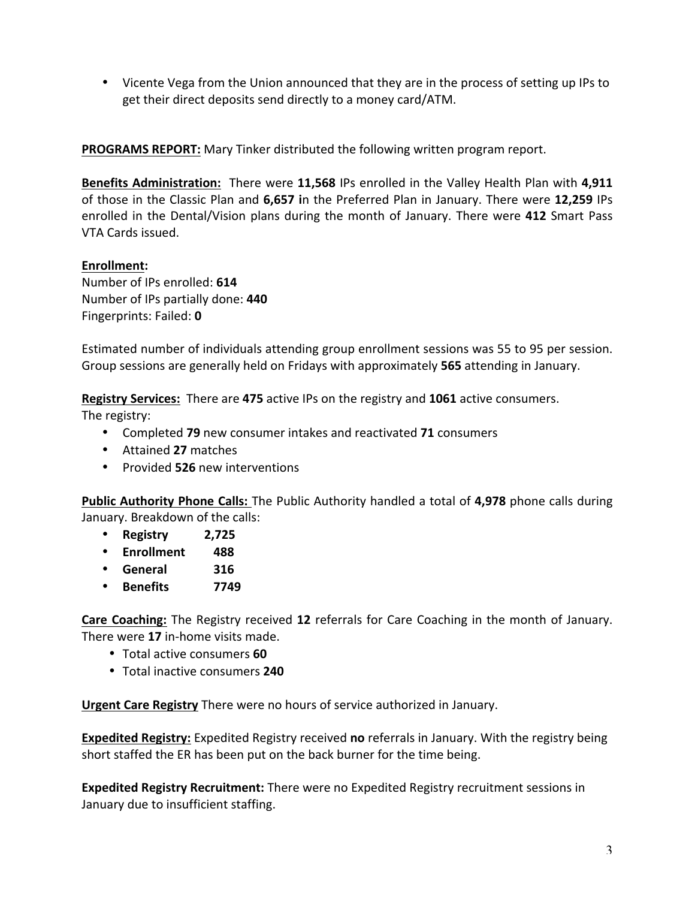- Vicente Vega from the Union announced that they are in the process of setting up IPs to get their direct deposits send directly to a money card/ATM.

**PROGRAMS REPORT:** Mary Tinker distributed the following written program report.

**Benefits Administration:** There were **11,568** IPs enrolled in the Valley Health Plan with **4,911** of those in the Classic Plan and **6,657 i**n the Preferred Plan in January. There were **12,259** IPs enrolled in the Dental/Vision plans during the month of January. There were **412** Smart Pass VTA Cards issued.

**Enrollment:**
Number of IPs enrolled: **614**
Number of IPs partially done: **440**
Fingerprints: Failed: **0**

Estimated number of individuals attending group enrollment sessions was 55 to 95 per session. Group sessions are generally held on Fridays with approximately **565** attending in January.

**Registry Services:** There are **475** active IPs on the registry and **1061** active consumers.
The registry:

- Completed **79** new consumer intakes and reactivated **71** consumers
- Attained **27** matches
- Provided **526** new interventions

**Public Authority Phone Calls:** The Public Authority handled a total of **4,978** phone calls during January. Breakdown of the calls:

- **Registry 2,725**
- **Enrollment 488**
- **General 316**
- **Benefits 7749**

**Care Coaching:** The Registry received **12** referrals for Care Coaching in the month of January. There were **17** in-home visits made.

- Total active consumers **60**
- Total inactive consumers **240**

**Urgent Care Registry** There were no hours of service authorized in January.

**Expedited Registry:** Expedited Registry received **no** referrals in January. With the registry being short staffed the ER has been put on the back burner for the time being.

**Expedited Registry Recruitment:** There were no Expedited Registry recruitment sessions in January due to insufficient staffing.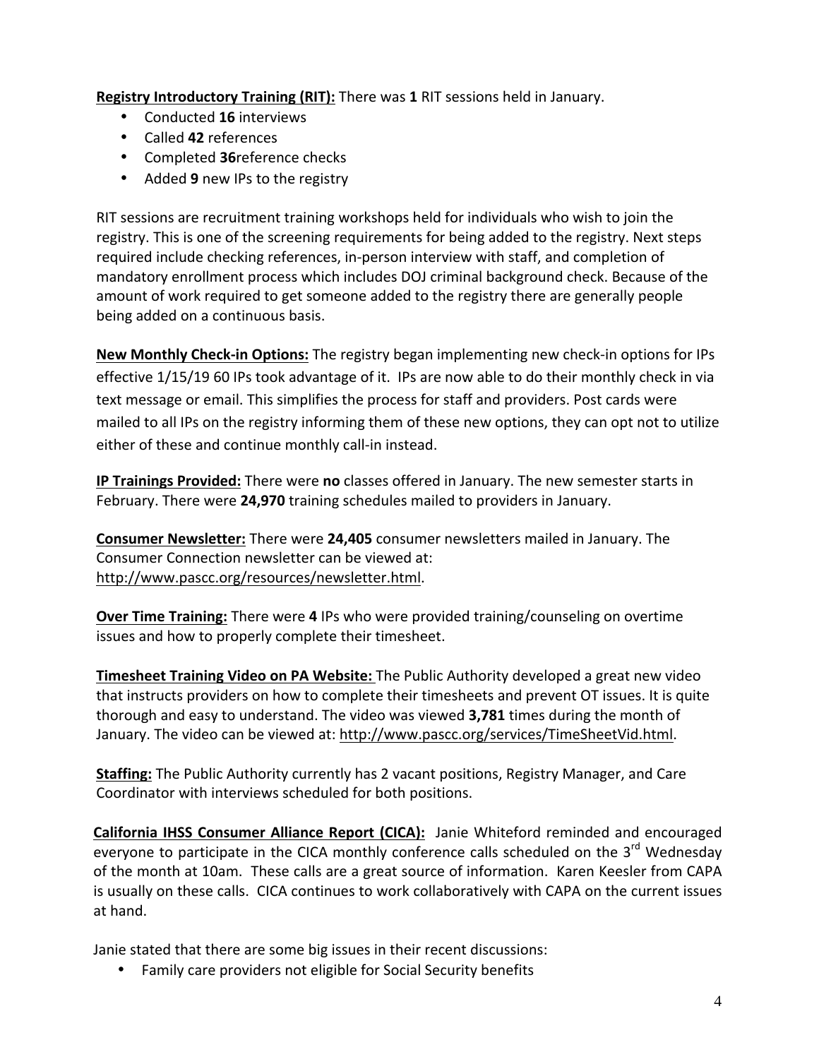**<u>Registry Introductory Training (RIT):</u>** There was **1** RIT sessions held in January.

- Conducted **16** interviews
- Called **42** references
- Completed **36**reference checks
- Added **9** new IPs to the registry

RIT sessions are recruitment training workshops held for individuals who wish to join the registry. This is one of the screening requirements for being added to the registry. Next steps required include checking references, in-person interview with staff, and completion of mandatory enrollment process which includes DOJ criminal background check. Because of the amount of work required to get someone added to the registry there are generally people being added on a continuous basis.

**<u>New Monthly Check-in Options:</u>** The registry began implementing new check-in options for IPs effective 1/15/19 60 IPs took advantage of it. IPs are now able to do their monthly check in via text message or email. This simplifies the process for staff and providers. Post cards were mailed to all IPs on the registry informing them of these new options, they can opt not to utilize either of these and continue monthly call-in instead.

**<u>IP Trainings Provided:</u>** There were **no** classes offered in January. The new semester starts in February. There were **24,970** training schedules mailed to providers in January.

**<u>Consumer Newsletter:</u>** There were **24,405** consumer newsletters mailed in January. The Consumer Connection newsletter can be viewed at: http://www.pascc.org/resources/newsletter.html.

**<u>Over Time Training:</u>** There were **4** IPs who were provided training/counseling on overtime issues and how to properly complete their timesheet.

**<u>Timesheet Training Video on PA Website:</u>** The Public Authority developed a great new video that instructs providers on how to complete their timesheets and prevent OT issues. It is quite thorough and easy to understand. The video was viewed **3,781** times during the month of January. The video can be viewed at: http://www.pascc.org/services/TimeSheetVid.html.

**<u>Staffing:</u>** The Public Authority currently has 2 vacant positions, Registry Manager, and Care Coordinator with interviews scheduled for both positions.

**<u>California IHSS Consumer Alliance Report (CICA):</u>** Janie Whiteford reminded and encouraged everyone to participate in the CICA monthly conference calls scheduled on the 3rd Wednesday of the month at 10am. These calls are a great source of information. Karen Keesler from CAPA is usually on these calls. CICA continues to work collaboratively with CAPA on the current issues at hand.

Janie stated that there are some big issues in their recent discussions:

- Family care providers not eligible for Social Security benefits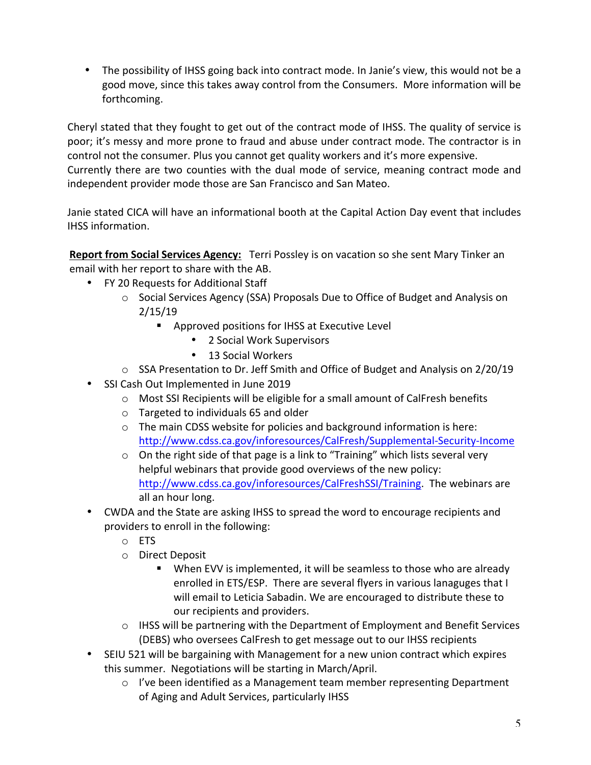- The possibility of IHSS going back into contract mode. In Janie's view, this would not be a good move, since this takes away control from the Consumers. More information will be forthcoming.

Cheryl stated that they fought to get out of the contract mode of IHSS. The quality of service is poor; it's messy and more prone to fraud and abuse under contract mode. The contractor is in control not the consumer. Plus you cannot get quality workers and it's more expensive.
Currently there are two counties with the dual mode of service, meaning contract mode and independent provider mode those are San Francisco and San Mateo.

Janie stated CICA will have an informational booth at the Capital Action Day event that includes IHSS information.

**Report from Social Services Agency:** Terri Possley is on vacation so she sent Mary Tinker an email with her report to share with the AB.

- FY 20 Requests for Additional Staff
    - Social Services Agency (SSA) Proposals Due to Office of Budget and Analysis on 2/15/19
        - Approved positions for IHSS at Executive Level
            - 2 Social Work Supervisors
            - 13 Social Workers
    - SSA Presentation to Dr. Jeff Smith and Office of Budget and Analysis on 2/20/19
- SSI Cash Out Implemented in June 2019
    - Most SSI Recipients will be eligible for a small amount of CalFresh benefits
    - Targeted to individuals 65 and older
    - The main CDSS website for policies and background information is here: http://www.cdss.ca.gov/inforesources/CalFresh/Supplemental-Security-Income
    - On the right side of that page is a link to "Training" which lists several very helpful webinars that provide good overviews of the new policy: http://www.cdss.ca.gov/inforesources/CalFreshSSI/Training. The webinars are all an hour long.
- CWDA and the State are asking IHSS to spread the word to encourage recipients and providers to enroll in the following:
    - ETS
    - Direct Deposit
        - When EVV is implemented, it will be seamless to those who are already enrolled in ETS/ESP. There are several flyers in various lanaguages that I will email to Leticia Sabadin. We are encouraged to distribute these to our recipients and providers.
    - IHSS will be partnering with the Department of Employment and Benefit Services (DEBS) who oversees CalFresh to get message out to our IHSS recipients
- SEIU 521 will be bargaining with Management for a new union contract which expires this summer. Negotiations will be starting in March/April.
    - I've been identified as a Management team member representing Department of Aging and Adult Services, particularly IHSS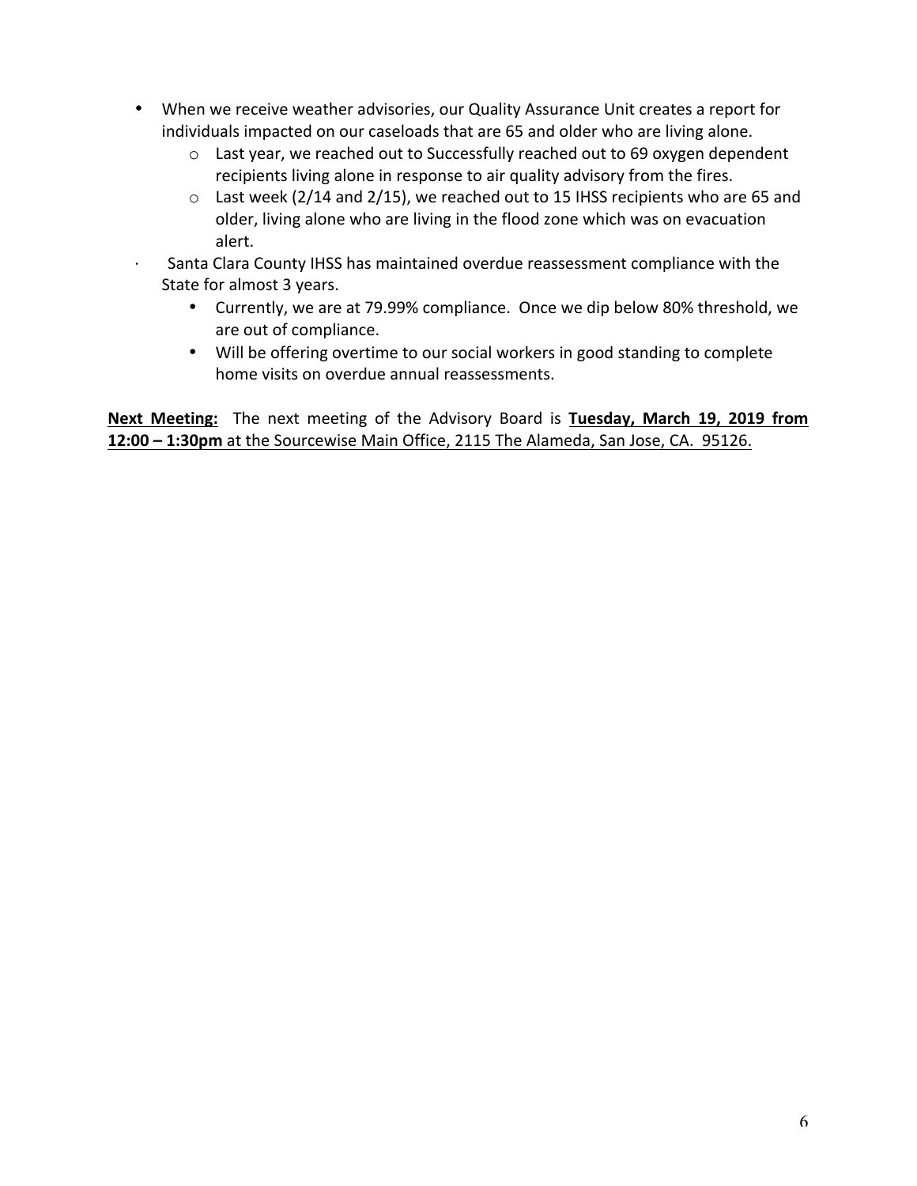- When we receive weather advisories, our Quality Assurance Unit creates a report for individuals impacted on our caseloads that are 65 and older who are living alone.
  - Last year, we reached out to Successfully reached out to 69 oxygen dependent recipients living alone in response to air quality advisory from the fires.
  - Last week (2/14 and 2/15), we reached out to 15 IHSS recipients who are 65 and older, living alone who are living in the flood zone which was on evacuation alert.
- Santa Clara County IHSS has maintained overdue reassessment compliance with the State for almost 3 years.
  - Currently, we are at 79.99% compliance. Once we dip below 80% threshold, we are out of compliance.
  - Will be offering overtime to our social workers in good standing to complete home visits on overdue annual reassessments.

**Next Meeting:** The next meeting of the Advisory Board is **Tuesday, March 19, 2019 from 12:00 – 1:30pm** at the Sourcewise Main Office, 2115 The Alameda, San Jose, CA. 95126.